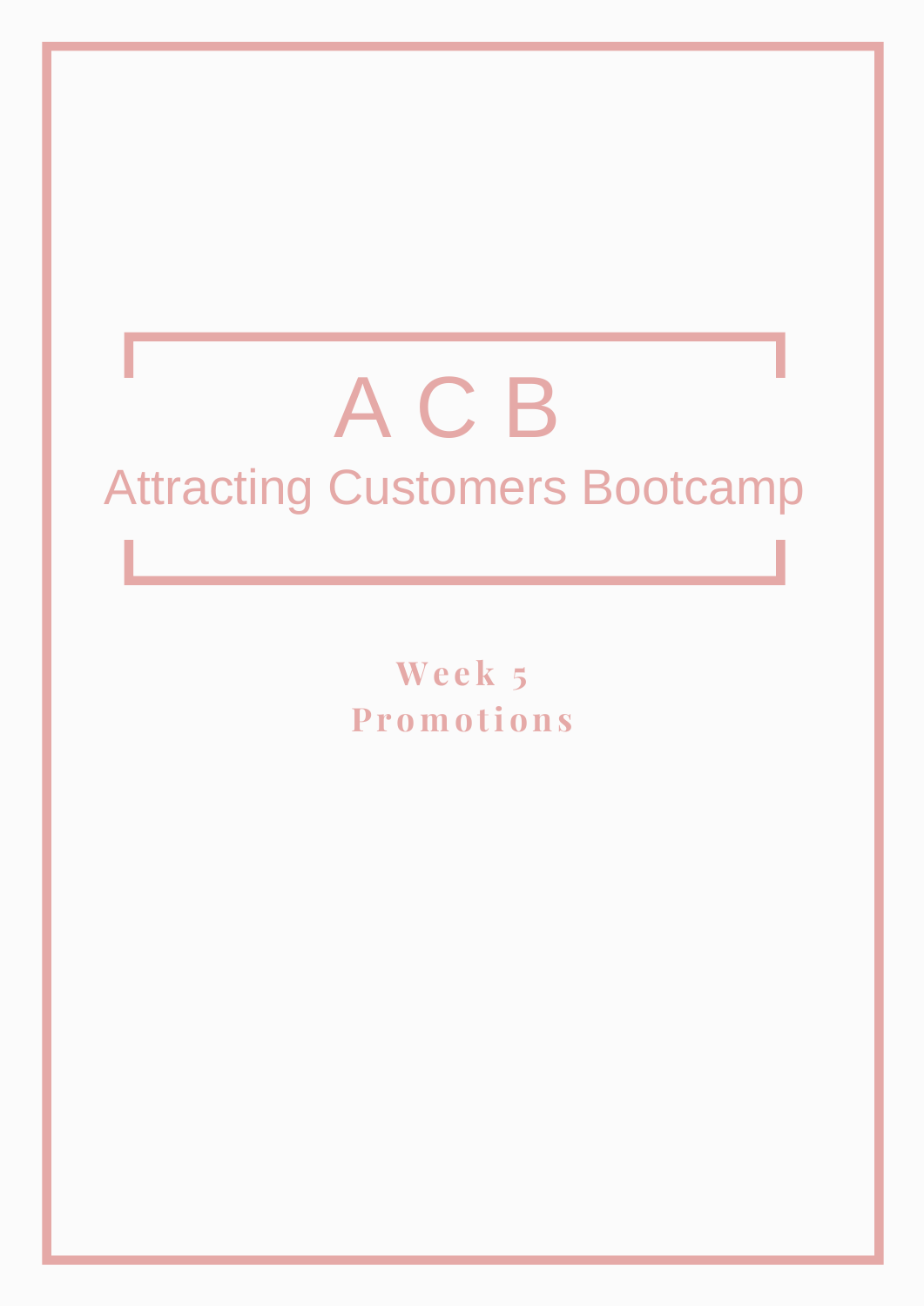# A C B

## Attracting Customers Bootcamp

**Week 5**

**Promotions**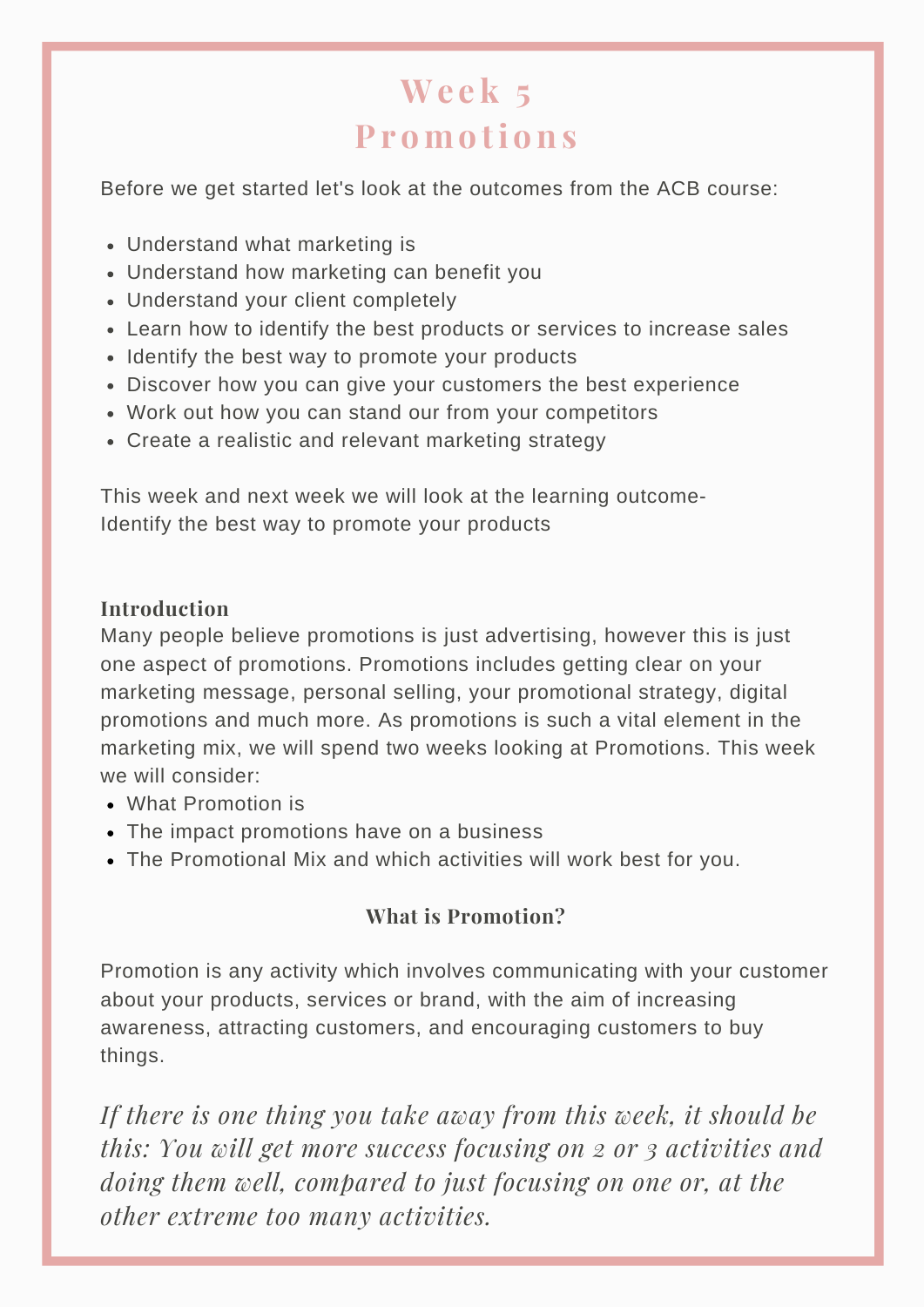# Week 5
# Promotions

Before we get started let's look at the outcomes from the ACB course:

- Understand what marketing is
- Understand how marketing can benefit you
- Understand your client completely
- Learn how to identify the best products or services to increase sales
- Identify the best way to promote your products
- Discover how you can give your customers the best experience
- Work out how you can stand our from your competitors
- Create a realistic and relevant marketing strategy

This week and next week we will look at the learning outcome-
Identify the best way to promote your products

### Introduction

Many people believe promotions is just advertising, however this is just one aspect of promotions. Promotions includes getting clear on your marketing message, personal selling, your promotional strategy, digital promotions and much more. As promotions is such a vital element in the marketing mix, we will spend two weeks looking at Promotions. This week we will consider:

- What Promotion is
- The impact promotions have on a business
- The Promotional Mix and which activities will work best for you.

### What is Promotion?

Promotion is any activity which involves communicating with your customer about your products, services or brand, with the aim of increasing awareness, attracting customers, and encouraging customers to buy things.

*If there is one thing you take away from this week, it should be this: You will get more success focusing on 2 or 3 activities and doing them well, compared to just focusing on one or, at the other extreme too many activities.*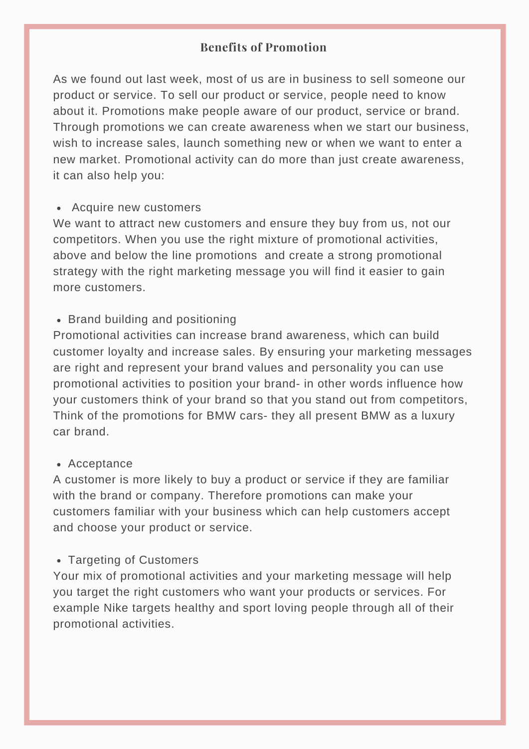## Benefits of Promotion

As we found out last week, most of us are in business to sell someone our product or service. To sell our product or service, people need to know about it. Promotions make people aware of our product, service or brand. Through promotions we can create awareness when we start our business, wish to increase sales, launch something new or when we want to enter a new market. Promotional activity can do more than just create awareness, it can also help you:

- Acquire new customers

We want to attract new customers and ensure they buy from us, not our competitors. When you use the right mixture of promotional activities, above and below the line promotions  and create a strong promotional strategy with the right marketing message you will find it easier to gain more customers.

- Brand building and positioning

Promotional activities can increase brand awareness, which can build customer loyalty and increase sales. By ensuring your marketing messages are right and represent your brand values and personality you can use promotional activities to position your brand- in other words influence how your customers think of your brand so that you stand out from competitors, Think of the promotions for BMW cars- they all present BMW as a luxury car brand.

- Acceptance

A customer is more likely to buy a product or service if they are familiar with the brand or company. Therefore promotions can make your customers familiar with your business which can help customers accept and choose your product or service.

- Targeting of Customers

Your mix of promotional activities and your marketing message will help you target the right customers who want your products or services. For example Nike targets healthy and sport loving people through all of their promotional activities.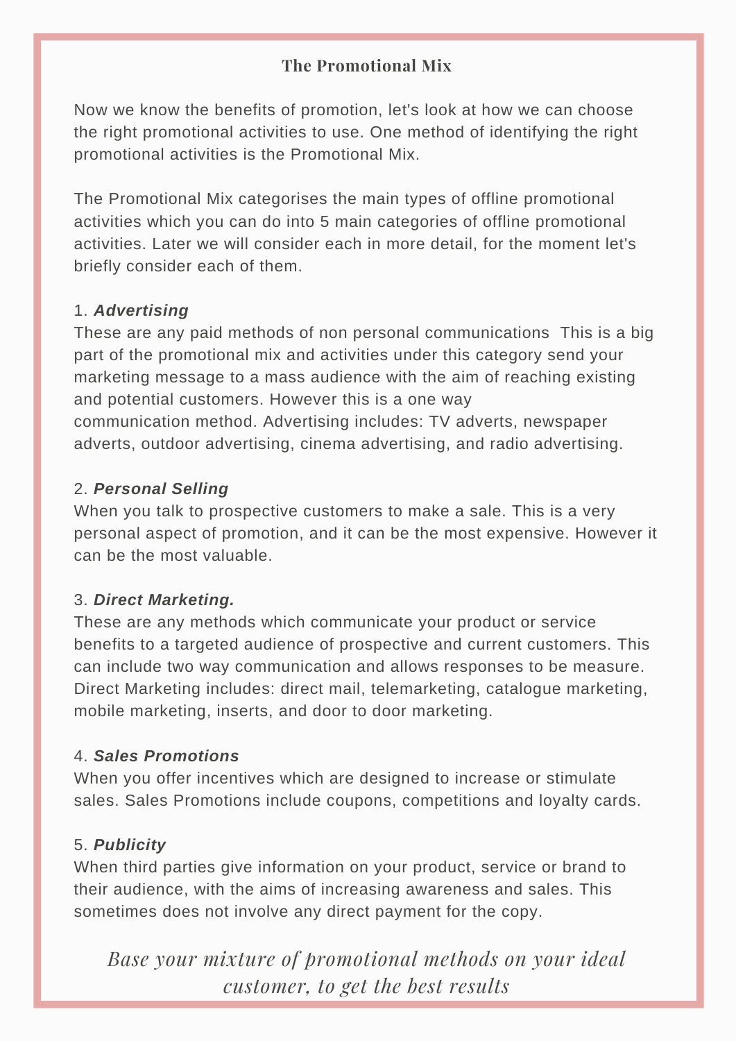# The Promotional Mix

Now we know the benefits of promotion, let's look at how we can choose the right promotional activities to use. One method of identifying the right promotional activities is the Promotional Mix.

The Promotional Mix categorises the main types of offline promotional activities which you can do into 5 main categories of offline promotional activities. Later we will consider each in more detail, for the moment let's briefly consider each of them.

1. ***Advertising***

These are any paid methods of non personal communications  This is a big part of the promotional mix and activities under this category send your marketing message to a mass audience with the aim of reaching existing and potential customers. However this is a one way communication method. Advertising includes: TV adverts, newspaper adverts, outdoor advertising, cinema advertising, and radio advertising.

2. ***Personal Selling***

When you talk to prospective customers to make a sale. This is a very personal aspect of promotion, and it can be the most expensive. However it can be the most valuable.

3. ***Direct Marketing.***

These are any methods which communicate your product or service benefits to a targeted audience of prospective and current customers. This can include two way communication and allows responses to be measure. Direct Marketing includes: direct mail, telemarketing, catalogue marketing, mobile marketing, inserts, and door to door marketing.

4. ***Sales Promotions***

When you offer incentives which are designed to increase or stimulate sales. Sales Promotions include coupons, competitions and loyalty cards.

5. ***Publicity***

When third parties give information on your product, service or brand to their audience, with the aims of increasing awareness and sales. This sometimes does not involve any direct payment for the copy.

*Base your mixture of promotional methods on your ideal customer, to get the best results*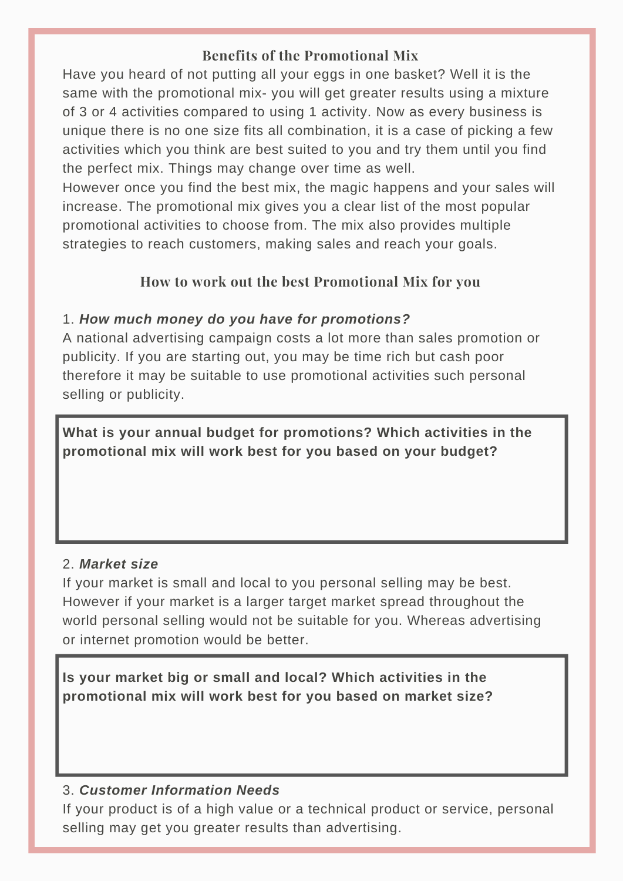## Benefits of the Promotional Mix

Have you heard of not putting all your eggs in one basket? Well it is the same with the promotional mix- you will get greater results using a mixture of 3 or 4 activities compared to using 1 activity. Now as every business is unique there is no one size fits all combination, it is a case of picking a few activities which you think are best suited to you and try them until you find the perfect mix. Things may change over time as well.

However once you find the best mix, the magic happens and your sales will increase. The promotional mix gives you a clear list of the most popular promotional activities to choose from. The mix also provides multiple strategies to reach customers, making sales and reach your goals.

## How to work out the best Promotional Mix for you

1. ***How much money do you have for promotions?***

A national advertising campaign costs a lot more than sales promotion or publicity. If you are starting out, you may be time rich but cash poor therefore it may be suitable to use promotional activities such personal selling or publicity.

**What is your annual budget for promotions? Which activities in the promotional mix will work best for you based on your budget?**

2. ***Market size***

If your market is small and local to you personal selling may be best. However if your market is a larger target market spread throughout the world personal selling would not be suitable for you. Whereas advertising or internet promotion would be better.

**Is your market big or small and local? Which activities in the promotional mix will work best for you based on market size?**

3. ***Customer Information Needs***

If your product is of a high value or a technical product or service, personal selling may get you greater results than advertising.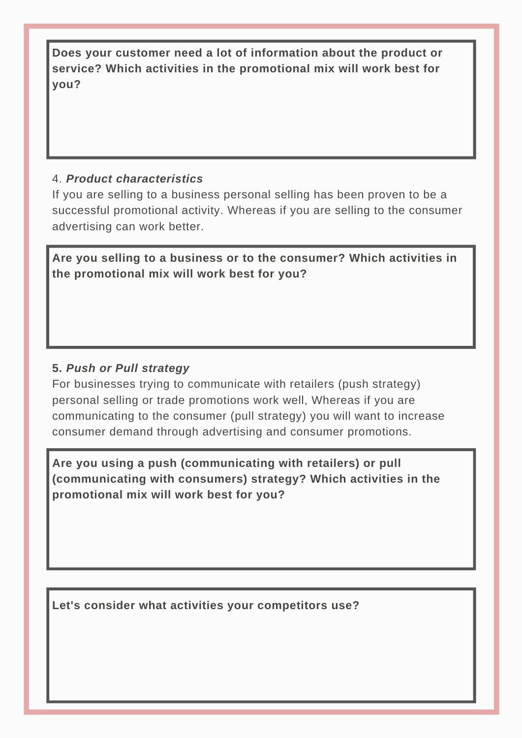**Does your customer need a lot of information about the product or service? Which activities in the promotional mix will work best for you?**

4. ***Product characteristics***

If you are selling to a business personal selling has been proven to be a successful promotional activity. Whereas if you are selling to the consumer advertising can work better.

**Are you selling to a business or to the consumer? Which activities in the promotional mix will work best for you?**

**5. *Push or Pull strategy***

For businesses trying to communicate with retailers (push strategy) personal selling or trade promotions work well, Whereas if you are communicating to the consumer (pull strategy) you will want to increase consumer demand through advertising and consumer promotions.

**Are you using a push (communicating with retailers) or pull (communicating with consumers) strategy? Which activities in the promotional mix will work best for you?**

**Let's consider what activities your competitors use?**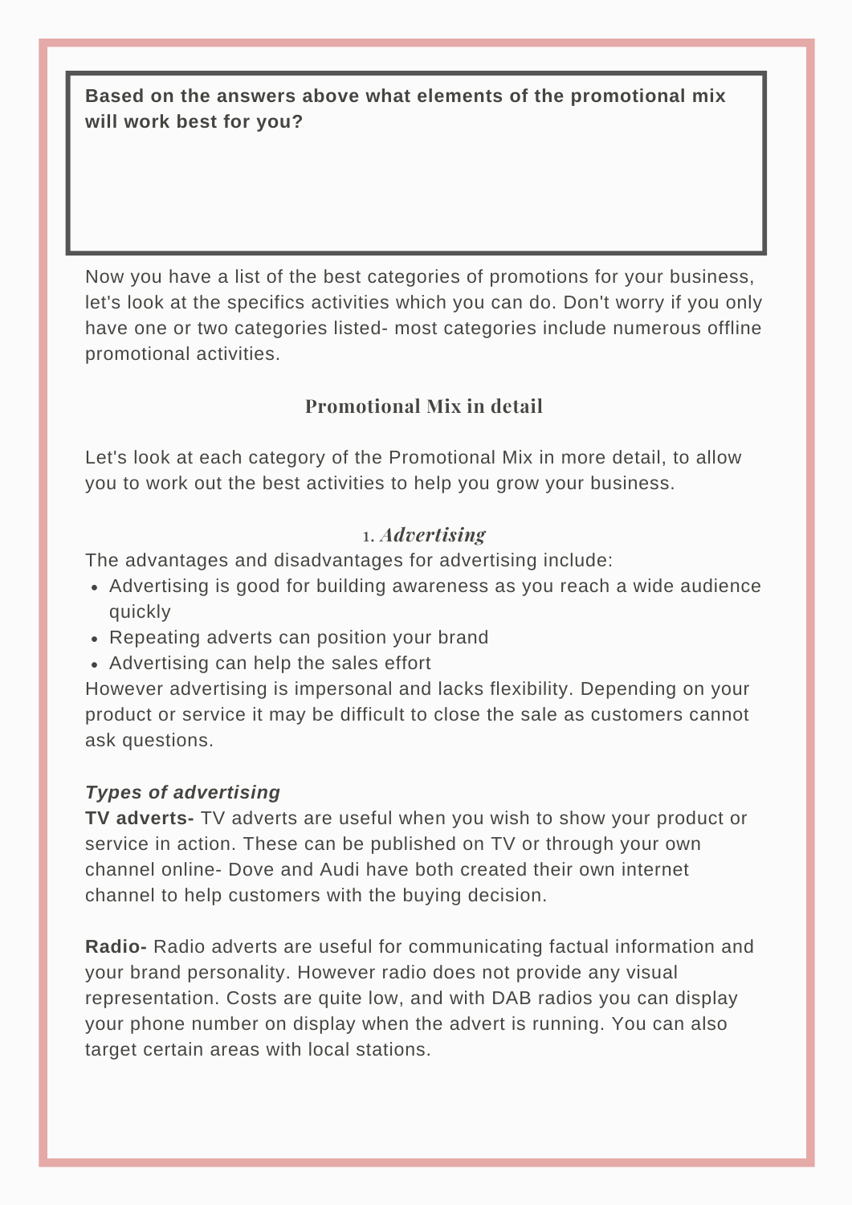**Based on the answers above what elements of the promotional mix will work best for you?**

Now you have a list of the best categories of promotions for your business, let's look at the specifics activities which you can do. Don't worry if you only have one or two categories listed- most categories include numerous offline promotional activities.

## Promotional Mix in detail

Let's look at each category of the Promotional Mix in more detail, to allow you to work out the best activities to help you grow your business.

### 1. *Advertising*

The advantages and disadvantages for advertising include:

- Advertising is good for building awareness as you reach a wide audience quickly
- Repeating adverts can position your brand
- Advertising can help the sales effort

However advertising is impersonal and lacks flexibility. Depending on your product or service it may be difficult to close the sale as customers cannot ask questions.

***Types of advertising***

**TV adverts-** TV adverts are useful when you wish to show your product or service in action. These can be published on TV or through your own channel online- Dove and Audi have both created their own internet channel to help customers with the buying decision.

**Radio-** Radio adverts are useful for communicating factual information and your brand personality. However radio does not provide any visual representation. Costs are quite low, and with DAB radios you can display your phone number on display when the advert is running. You can also target certain areas with local stations.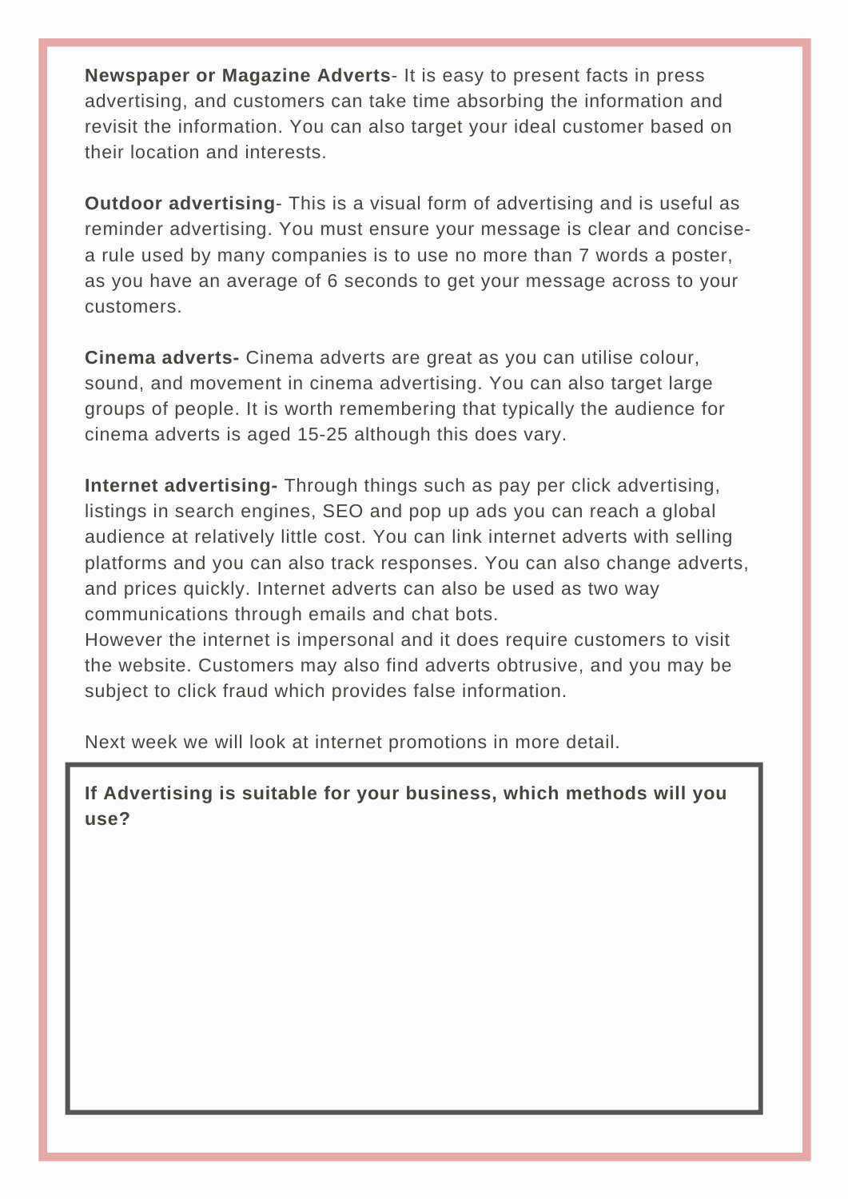**Newspaper or Magazine Adverts**- It is easy to present facts in press advertising, and customers can take time absorbing the information and revisit the information. You can also target your ideal customer based on their location and interests.

**Outdoor advertising**- This is a visual form of advertising and is useful as reminder advertising. You must ensure your message is clear and concise- a rule used by many companies is to use no more than 7 words a poster, as you have an average of 6 seconds to get your message across to your customers.

**Cinema adverts-** Cinema adverts are great as you can utilise colour, sound, and movement in cinema advertising. You can also target large groups of people. It is worth remembering that typically the audience for cinema adverts is aged 15-25 although this does vary.

**Internet advertising-** Through things such as pay per click advertising, listings in search engines, SEO and pop up ads you can reach a global audience at relatively little cost. You can link internet adverts with selling platforms and you can also track responses. You can also change adverts, and prices quickly. Internet adverts can also be used as two way communications through emails and chat bots.
However the internet is impersonal and it does require customers to visit the website. Customers may also find adverts obtrusive, and you may be subject to click fraud which provides false information.

Next week we will look at internet promotions in more detail.

**If Advertising is suitable for your business, which methods will you use?**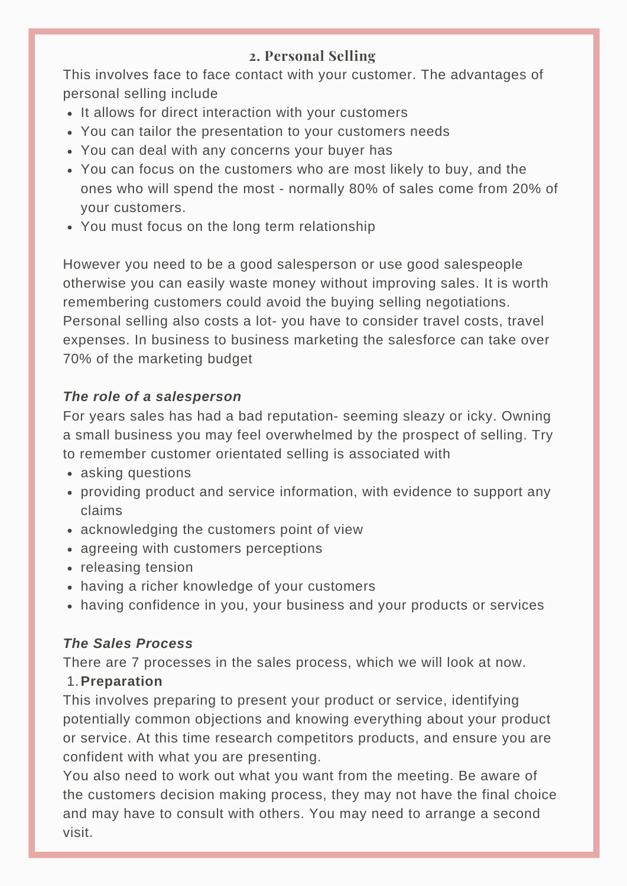## 2. Personal Selling

This involves face to face contact with your customer. The advantages of personal selling include

- It allows for direct interaction with your customers
- You can tailor the presentation to your customers needs
- You can deal with any concerns your buyer has
- You can focus on the customers who are most likely to buy, and the ones who will spend the most - normally 80% of sales come from 20% of your customers.
- You must focus on the long term relationship

However you need to be a good salesperson or use good salespeople otherwise you can easily waste money without improving sales. It is worth remembering customers could avoid the buying selling negotiations. Personal selling also costs a lot- you have to consider travel costs, travel expenses. In business to business marketing the salesforce can take over 70% of the marketing budget

### *The role of a salesperson*

For years sales has had a bad reputation- seeming sleazy or icky. Owning a small business you may feel overwhelmed by the prospect of selling. Try to remember customer orientated selling is associated with

- asking questions
- providing product and service information, with evidence to support any claims
- acknowledging the customers point of view
- agreeing with customers perceptions
- releasing tension
- having a richer knowledge of your customers
- having confidence in you, your business and your products or services

### *The Sales Process*

There are 7 processes in the sales process, which we will look at now.

1. **Preparation**

This involves preparing to present your product or service, identifying potentially common objections and knowing everything about your product or service. At this time research competitors products, and ensure you are confident with what you are presenting.

You also need to work out what you want from the meeting. Be aware of the customers decision making process, they may not have the final choice and may have to consult with others. You may need to arrange a second visit.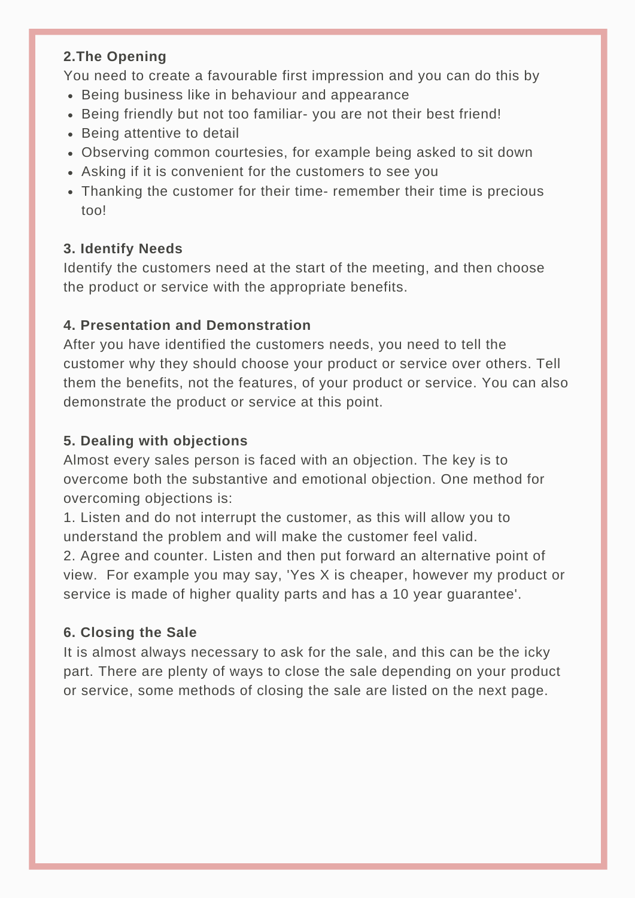**2.The Opening**

You need to create a favourable first impression and you can do this by

- Being business like in behaviour and appearance
- Being friendly but not too familiar- you are not their best friend!
- Being attentive to detail
- Observing common courtesies, for example being asked to sit down
- Asking if it is convenient for the customers to see you
- Thanking the customer for their time- remember their time is precious too!

**3. Identify Needs**

Identify the customers need at the start of the meeting, and then choose the product or service with the appropriate benefits.

**4. Presentation and Demonstration**

After you have identified the customers needs, you need to tell the customer why they should choose your product or service over others. Tell them the benefits, not the features, of your product or service. You can also demonstrate the product or service at this point.

**5. Dealing with objections**

Almost every sales person is faced with an objection. The key is to overcome both the substantive and emotional objection. One method for overcoming objections is:

1. Listen and do not interrupt the customer, as this will allow you to understand the problem and will make the customer feel valid.
2. Agree and counter. Listen and then put forward an alternative point of view. For example you may say, 'Yes X is cheaper, however my product or service is made of higher quality parts and has a 10 year guarantee'.

**6. Closing the Sale**

It is almost always necessary to ask for the sale, and this can be the icky part. There are plenty of ways to close the sale depending on your product or service, some methods of closing the sale are listed on the next page.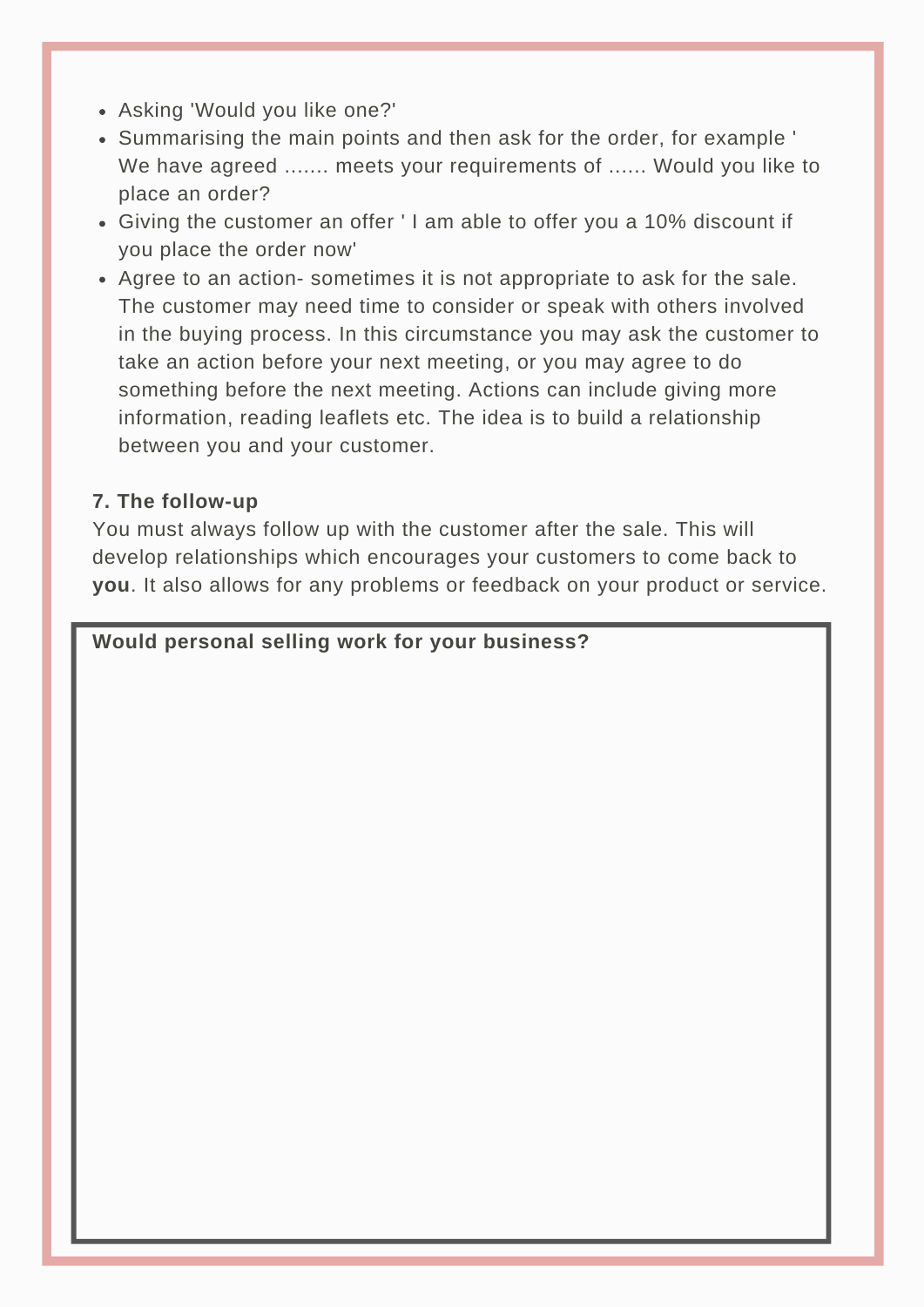- Asking 'Would you like one?'
- Summarising the main points and then ask for the order, for example ' We have agreed ....... meets your requirements of ...... Would you like to place an order?
- Giving the customer an offer ' I am able to offer you a 10% discount if you place the order now'
- Agree to an action- sometimes it is not appropriate to ask for the sale. The customer may need time to consider or speak with others involved in the buying process. In this circumstance you may ask the customer to take an action before your next meeting, or you may agree to do something before the next meeting. Actions can include giving more information, reading leaflets etc. The idea is to build a relationship between you and your customer.

**7. The follow-up**

You must always follow up with the customer after the sale. This will develop relationships which encourages your customers to come back to **you**. It also allows for any problems or feedback on your product or service.

**Would personal selling work for your business?**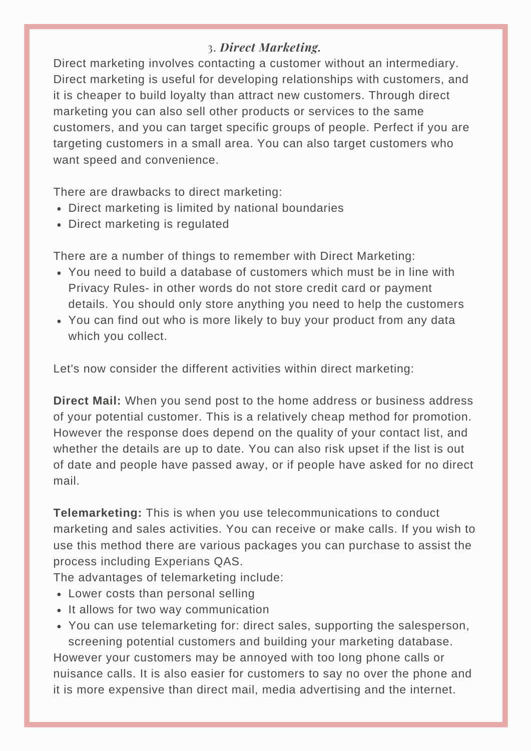### 3. *Direct Marketing.*

Direct marketing involves contacting a customer without an intermediary. Direct marketing is useful for developing relationships with customers, and it is cheaper to build loyalty than attract new customers. Through direct marketing you can also sell other products or services to the same customers, and you can target specific groups of people. Perfect if you are targeting customers in a small area. You can also target customers who want speed and convenience.

There are drawbacks to direct marketing:

- Direct marketing is limited by national boundaries
- Direct marketing is regulated

There are a number of things to remember with Direct Marketing:

- You need to build a database of customers which must be in line with Privacy Rules- in other words do not store credit card or payment details. You should only store anything you need to help the customers
- You can find out who is more likely to buy your product from any data which you collect.

Let's now consider the different activities within direct marketing:

**Direct Mail:** When you send post to the home address or business address of your potential customer. This is a relatively cheap method for promotion. However the response does depend on the quality of your contact list, and whether the details are up to date. You can also risk upset if the list is out of date and people have passed away, or if people have asked for no direct mail.

**Telemarketing:** This is when you use telecommunications to conduct marketing and sales activities. You can receive or make calls. If you wish to use this method there are various packages you can purchase to assist the process including Experians QAS.

The advantages of telemarketing include:

- Lower costs than personal selling
- It allows for two way communication
- You can use telemarketing for: direct sales, supporting the salesperson, screening potential customers and building your marketing database.

However your customers may be annoyed with too long phone calls or nuisance calls. It is also easier for customers to say no over the phone and it is more expensive than direct mail, media advertising and the internet.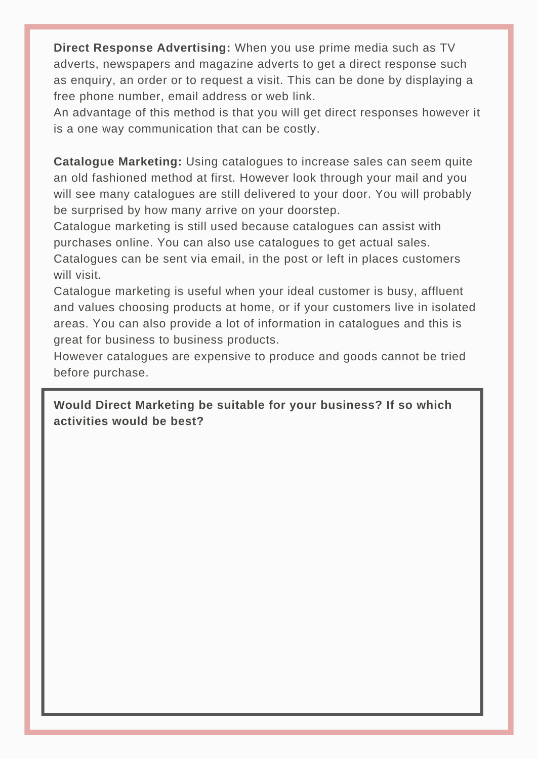**Direct Response Advertising:** When you use prime media such as TV adverts, newspapers and magazine adverts to get a direct response such as enquiry, an order or to request a visit. This can be done by displaying a free phone number, email address or web link.
An advantage of this method is that you will get direct responses however it is a one way communication that can be costly.

**Catalogue Marketing:** Using catalogues to increase sales can seem quite an old fashioned method at first. However look through your mail and you will see many catalogues are still delivered to your door. You will probably be surprised by how many arrive on your doorstep.
Catalogue marketing is still used because catalogues can assist with purchases online. You can also use catalogues to get actual sales.
Catalogues can be sent via email, in the post or left in places customers will visit.
Catalogue marketing is useful when your ideal customer is busy, affluent and values choosing products at home, or if your customers live in isolated areas. You can also provide a lot of information in catalogues and this is great for business to business products.
However catalogues are expensive to produce and goods cannot be tried before purchase.

**Would Direct Marketing be suitable for your business? If so which activities would be best?**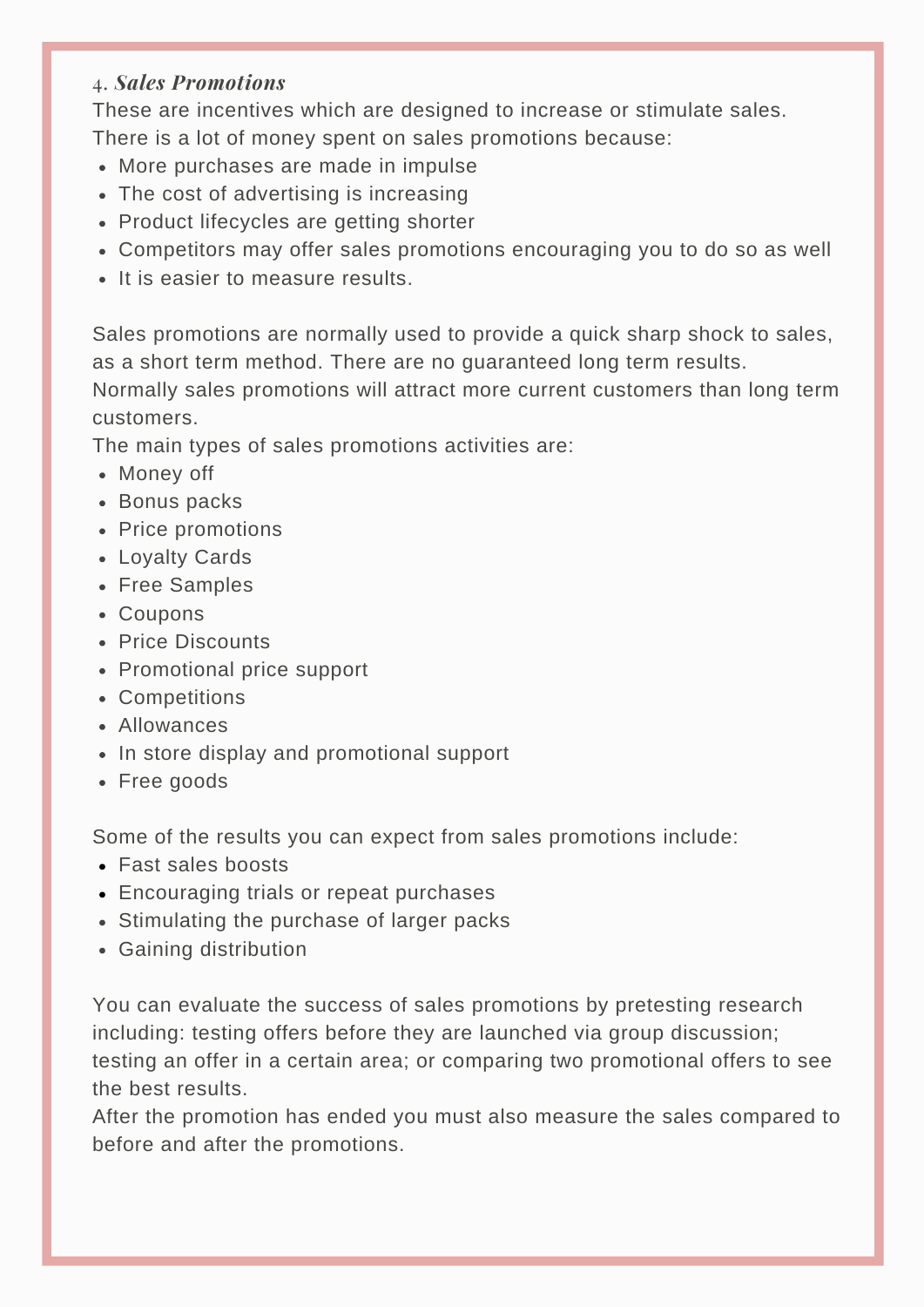### 4. ***Sales Promotions***

These are incentives which are designed to increase or stimulate sales.
There is a lot of money spent on sales promotions because:

- More purchases are made in impulse
- The cost of advertising is increasing
- Product lifecycles are getting shorter
- Competitors may offer sales promotions encouraging you to do so as well
- It is easier to measure results.

Sales promotions are normally used to provide a quick sharp shock to sales, as a short term method. There are no guaranteed long term results.
Normally sales promotions will attract more current customers than long term customers.
The main types of sales promotions activities are:

- Money off
- Bonus packs
- Price promotions
- Loyalty Cards
- Free Samples
- Coupons
- Price Discounts
- Promotional price support
- Competitions
- Allowances
- In store display and promotional support
- Free goods

Some of the results you can expect from sales promotions include:

- Fast sales boosts
- Encouraging trials or repeat purchases
- Stimulating the purchase of larger packs
- Gaining distribution

You can evaluate the success of sales promotions by pretesting research including: testing offers before they are launched via group discussion; testing an offer in a certain area; or comparing two promotional offers to see the best results.
After the promotion has ended you must also measure the sales compared to before and after the promotions.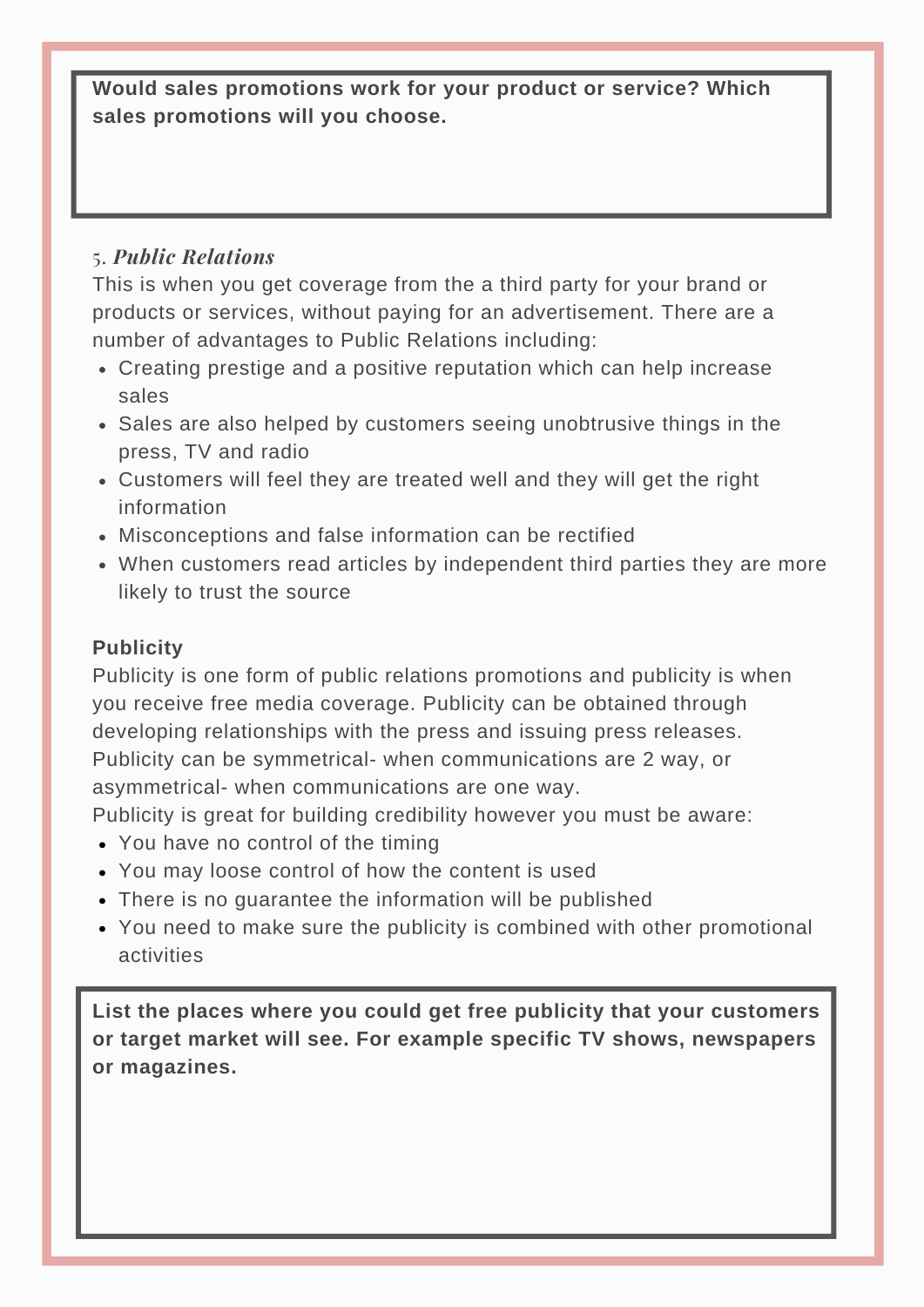**Would sales promotions work for your product or service? Which sales promotions will you choose.**

### 5. *Public Relations*

This is when you get coverage from the a third party for your brand or products or services, without paying for an advertisement. There are a number of advantages to Public Relations including:

- Creating prestige and a positive reputation which can help increase sales
- Sales are also helped by customers seeing unobtrusive things in the press, TV and radio
- Customers will feel they are treated well and they will get the right information
- Misconceptions and false information can be rectified
- When customers read articles by independent third parties they are more likely to trust the source

**Publicity**

Publicity is one form of public relations promotions and publicity is when you receive free media coverage. Publicity can be obtained through developing relationships with the press and issuing press releases. Publicity can be symmetrical- when communications are 2 way, or asymmetrical- when communications are one way.

Publicity is great for building credibility however you must be aware:

- You have no control of the timing
- You may loose control of how the content is used
- There is no guarantee the information will be published
- You need to make sure the publicity is combined with other promotional activities

**List the places where you could get free publicity that your customers or target market will see. For example specific TV shows, newspapers or magazines.**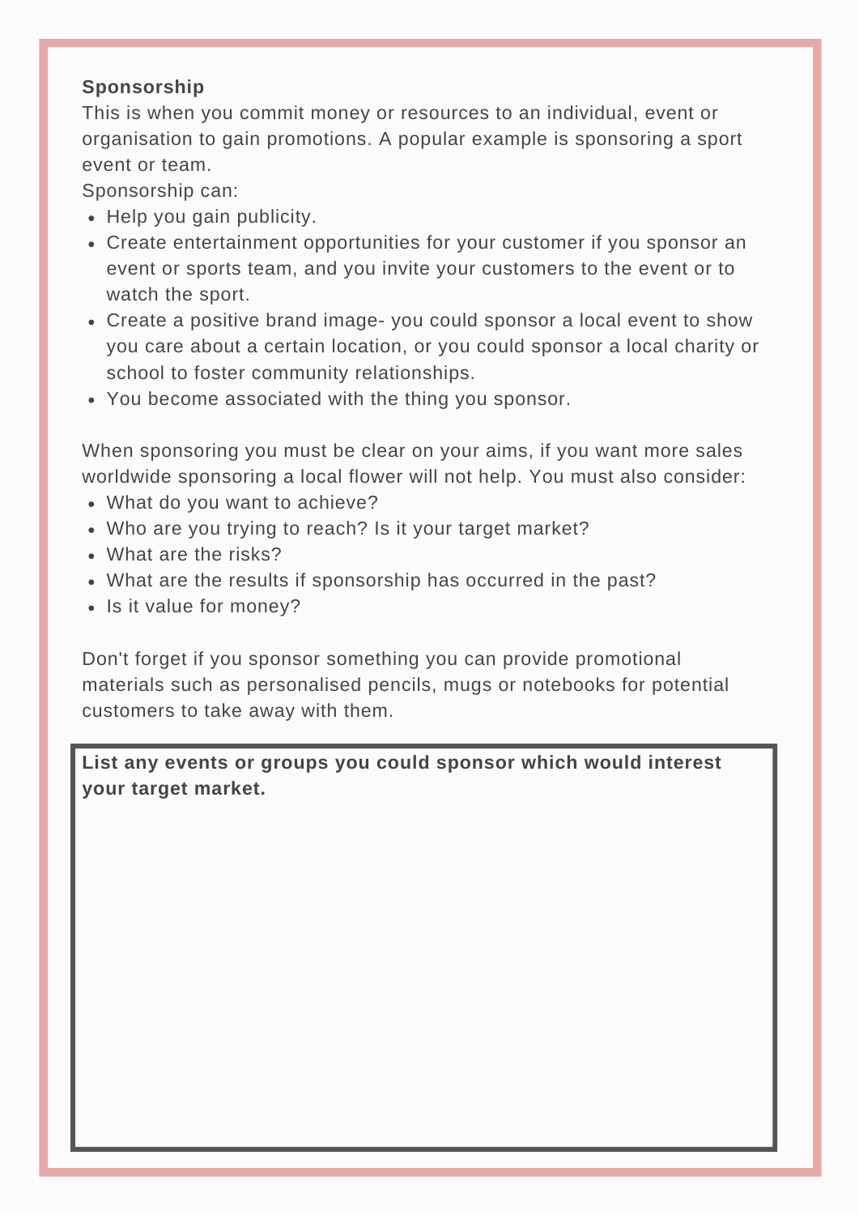**Sponsorship**

This is when you commit money or resources to an individual, event or organisation to gain promotions. A popular example is sponsoring a sport event or team.

Sponsorship can:

- Help you gain publicity.
- Create entertainment opportunities for your customer if you sponsor an event or sports team, and you invite your customers to the event or to watch the sport.
- Create a positive brand image- you could sponsor a local event to show you care about a certain location, or you could sponsor a local charity or school to foster community relationships.
- You become associated with the thing you sponsor.

When sponsoring you must be clear on your aims, if you want more sales worldwide sponsoring a local flower will not help. You must also consider:

- What do you want to achieve?
- Who are you trying to reach? Is it your target market?
- What are the risks?
- What are the results if sponsorship has occurred in the past?
- Is it value for money?

Don't forget if you sponsor something you can provide promotional materials such as personalised pencils, mugs or notebooks for potential customers to take away with them.

**List any events or groups you could sponsor which would interest your target market.**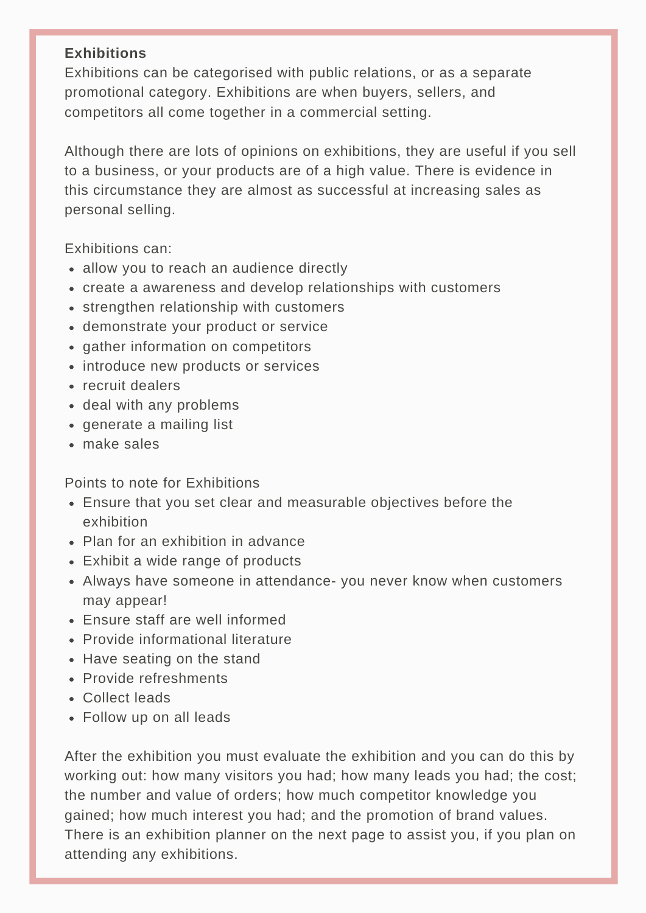**Exhibitions**

Exhibitions can be categorised with public relations, or as a separate promotional category. Exhibitions are when buyers, sellers, and competitors all come together in a commercial setting.

Although there are lots of opinions on exhibitions, they are useful if you sell to a business, or your products are of a high value. There is evidence in this circumstance they are almost as successful at increasing sales as personal selling.

Exhibitions can:

- allow you to reach an audience directly
- create a awareness and develop relationships with customers
- strengthen relationship with customers
- demonstrate your product or service
- gather information on competitors
- introduce new products or services
- recruit dealers
- deal with any problems
- generate a mailing list
- make sales

Points to note for Exhibitions

- Ensure that you set clear and measurable objectives before the exhibition
- Plan for an exhibition in advance
- Exhibit a wide range of products
- Always have someone in attendance- you never know when customers may appear!
- Ensure staff are well informed
- Provide informational literature
- Have seating on the stand
- Provide refreshments
- Collect leads
- Follow up on all leads

After the exhibition you must evaluate the exhibition and you can do this by working out: how many visitors you had; how many leads you had; the cost; the number and value of orders; how much competitor knowledge you gained; how much interest you had; and the promotion of brand values. There is an exhibition planner on the next page to assist you, if you plan on attending any exhibitions.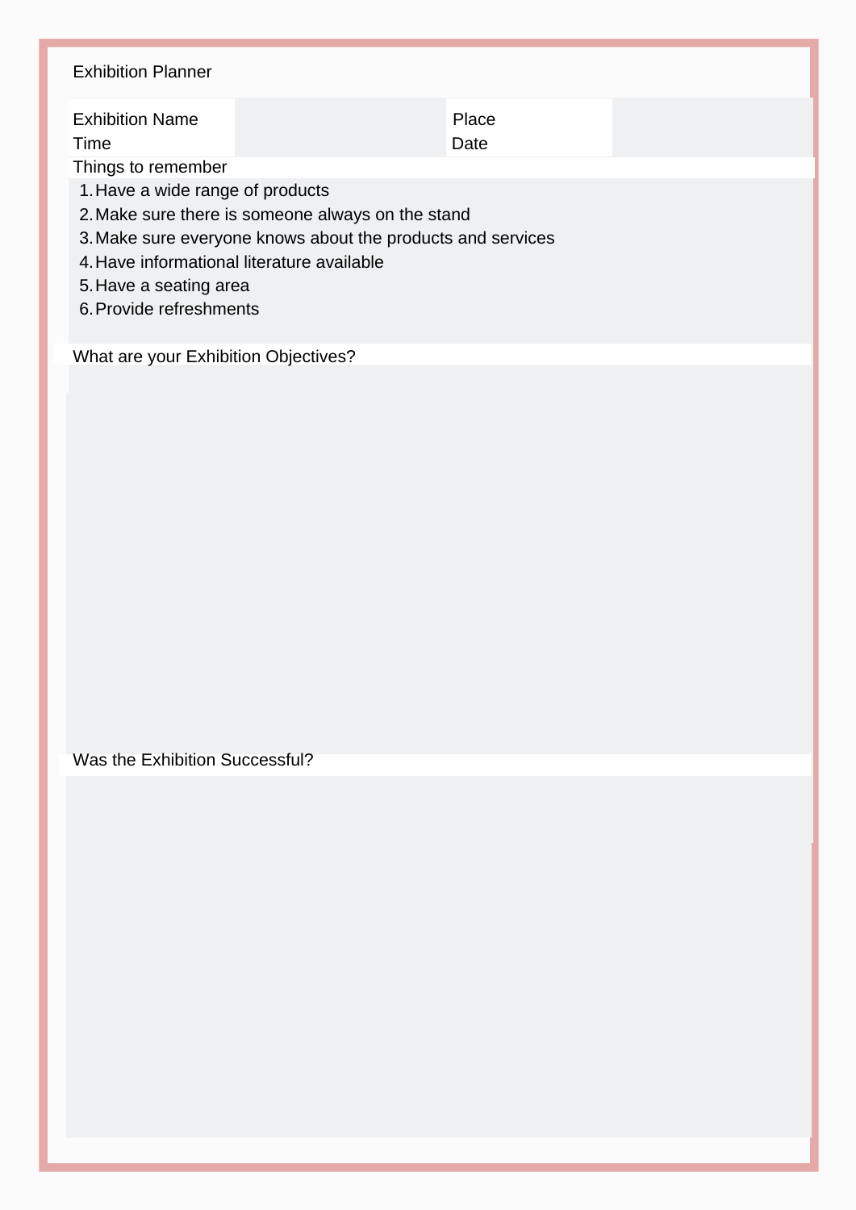# Exhibition Planner

| Exhibition Name | | Place | |
|---|---|---|---|
| Time | | Date | |

**Things to remember**

1. Have a wide range of products
2. Make sure there is someone always on the stand
3. Make sure everyone knows about the products and services
4. Have informational literature available
5. Have a seating area
6. Provide refreshments

**What are your Exhibition Objectives?**

**Was the Exhibition Successful?**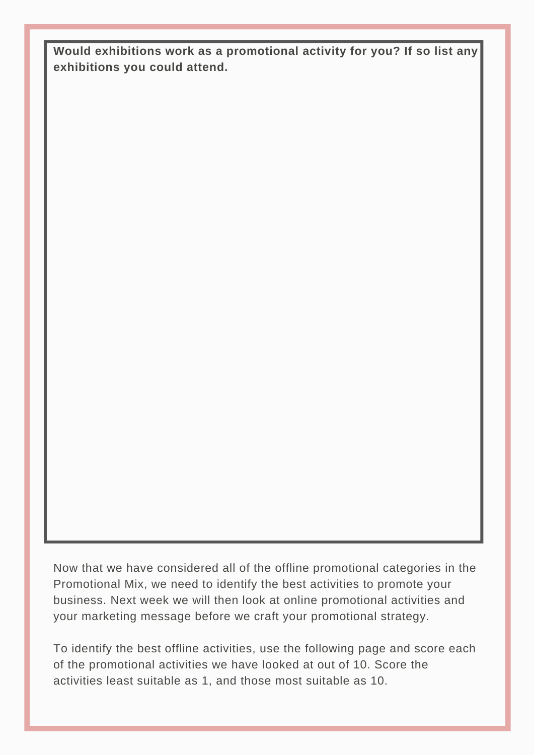**Would exhibitions work as a promotional activity for you? If so list any exhibitions you could attend.**

Now that we have considered all of the offline promotional categories in the Promotional Mix, we need to identify the best activities to promote your business. Next week we will then look at online promotional activities and your marketing message before we craft your promotional strategy.

To identify the best offline activities, use the following page and score each of the promotional activities we have looked at out of 10. Score the activities least suitable as 1, and those most suitable as 10.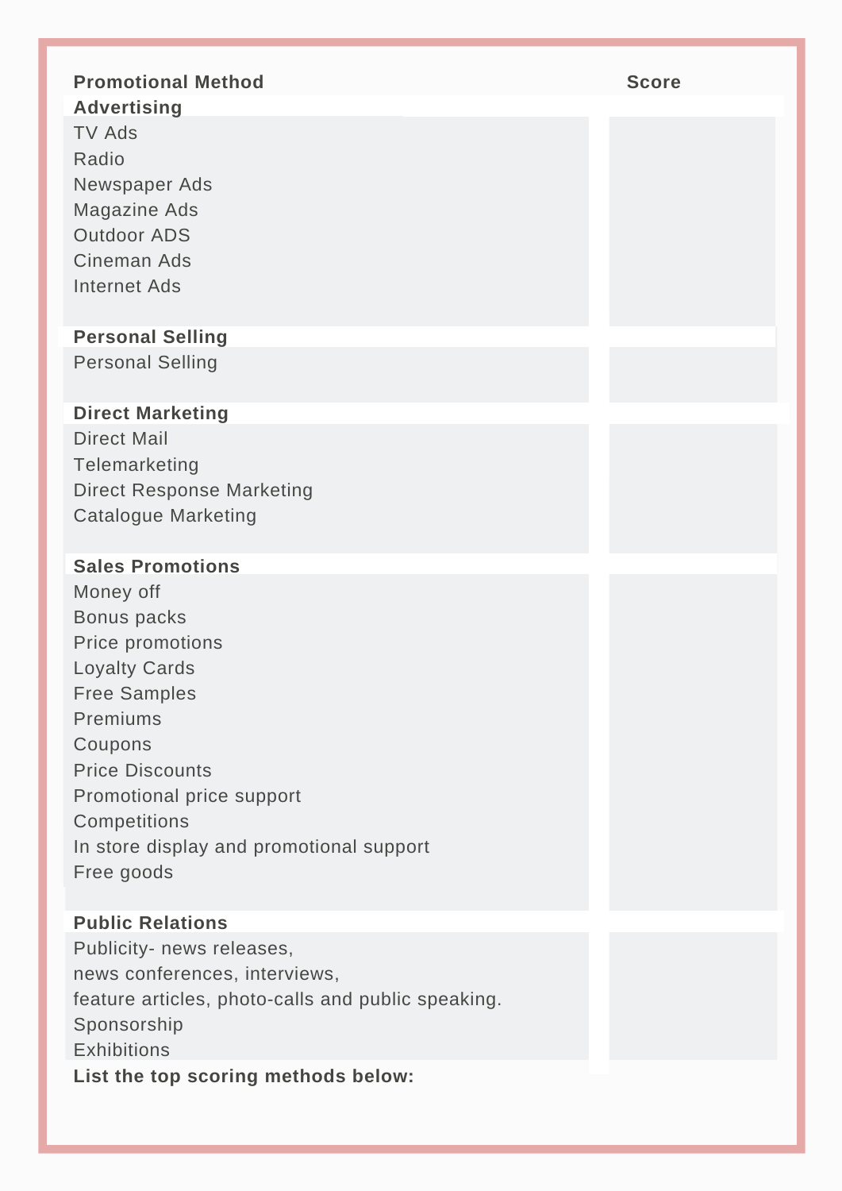| Promotional Method | Score |
| --- | --- |
| **Advertising** | |
| TV Ads | |
| Radio | |
| Newspaper Ads | |
| Magazine Ads | |
| Outdoor ADS | |
| Cineman Ads | |
| Internet Ads | |
| **Personal Selling** | |
| Personal Selling | |
| **Direct Marketing** | |
| Direct Mail | |
| Telemarketing | |
| Direct Response Marketing | |
| Catalogue Marketing | |
| **Sales Promotions** | |
| Money off | |
| Bonus packs | |
| Price promotions | |
| Loyalty Cards | |
| Free Samples | |
| Premiums | |
| Coupons | |
| Price Discounts | |
| Promotional price support | |
| Competitions | |
| In store display and promotional support | |
| Free goods | |
| **Public Relations** | |
| Publicity- news releases, news conferences, interviews, feature articles, photo-calls and public speaking. | |
| Sponsorship | |
| Exhibitions | |

**List the top scoring methods below:**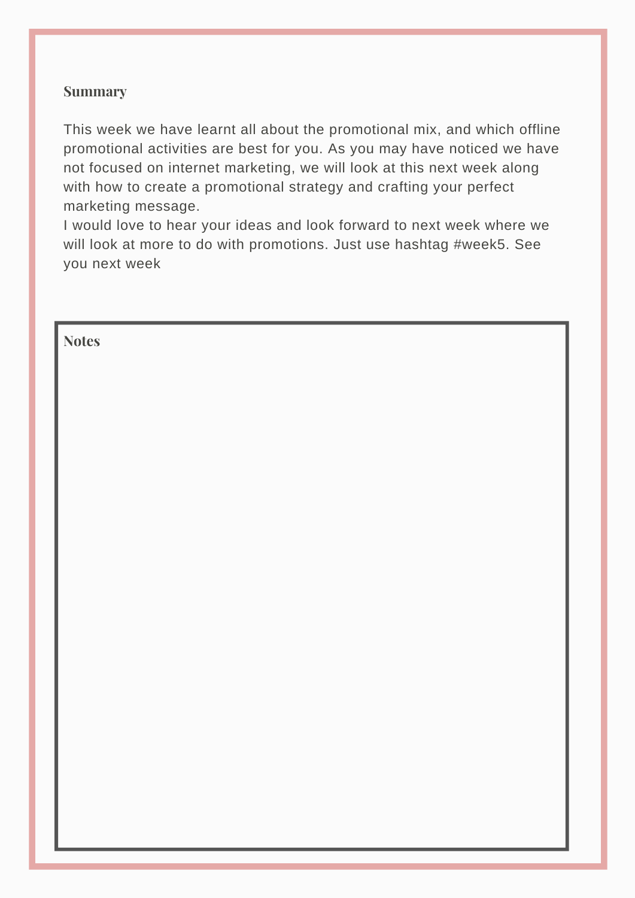### Summary

This week we have learnt all about the promotional mix, and which offline promotional activities are best for you. As you may have noticed we have not focused on internet marketing, we will look at this next week along with how to create a promotional strategy and crafting your perfect marketing message.
I would love to hear your ideas and look forward to next week where we will look at more to do with promotions. Just use hashtag #week5. See you next week

### Notes